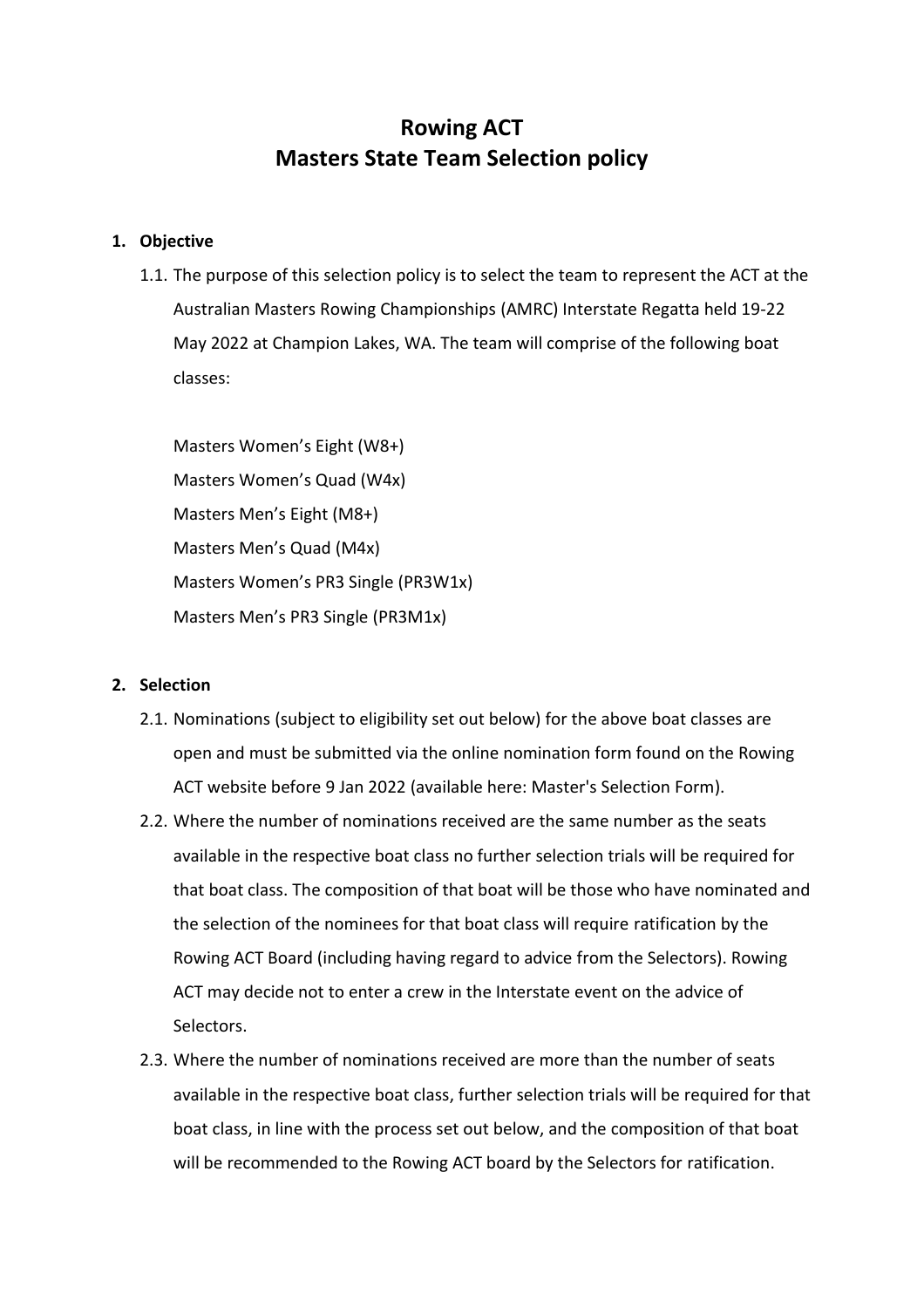# Rowing ACT
# Masters State Team Selection policy

**1. Objective**

1.1. The purpose of this selection policy is to select the team to represent the ACT at the Australian Masters Rowing Championships (AMRC) Interstate Regatta held 19-22 May 2022 at Champion Lakes, WA. The team will comprise of the following boat classes:

Masters Women's Eight (W8+)
Masters Women's Quad (W4x)
Masters Men's Eight (M8+)
Masters Men's Quad (M4x)
Masters Women's PR3 Single (PR3W1x)
Masters Men's PR3 Single (PR3M1x)

**2. Selection**

2.1. Nominations (subject to eligibility set out below) for the above boat classes are open and must be submitted via the online nomination form found on the Rowing ACT website before 9 Jan 2022 (available here: Master's Selection Form).

2.2. Where the number of nominations received are the same number as the seats available in the respective boat class no further selection trials will be required for that boat class. The composition of that boat will be those who have nominated and the selection of the nominees for that boat class will require ratification by the Rowing ACT Board (including having regard to advice from the Selectors). Rowing ACT may decide not to enter a crew in the Interstate event on the advice of Selectors.

2.3. Where the number of nominations received are more than the number of seats available in the respective boat class, further selection trials will be required for that boat class, in line with the process set out below, and the composition of that boat will be recommended to the Rowing ACT board by the Selectors for ratification.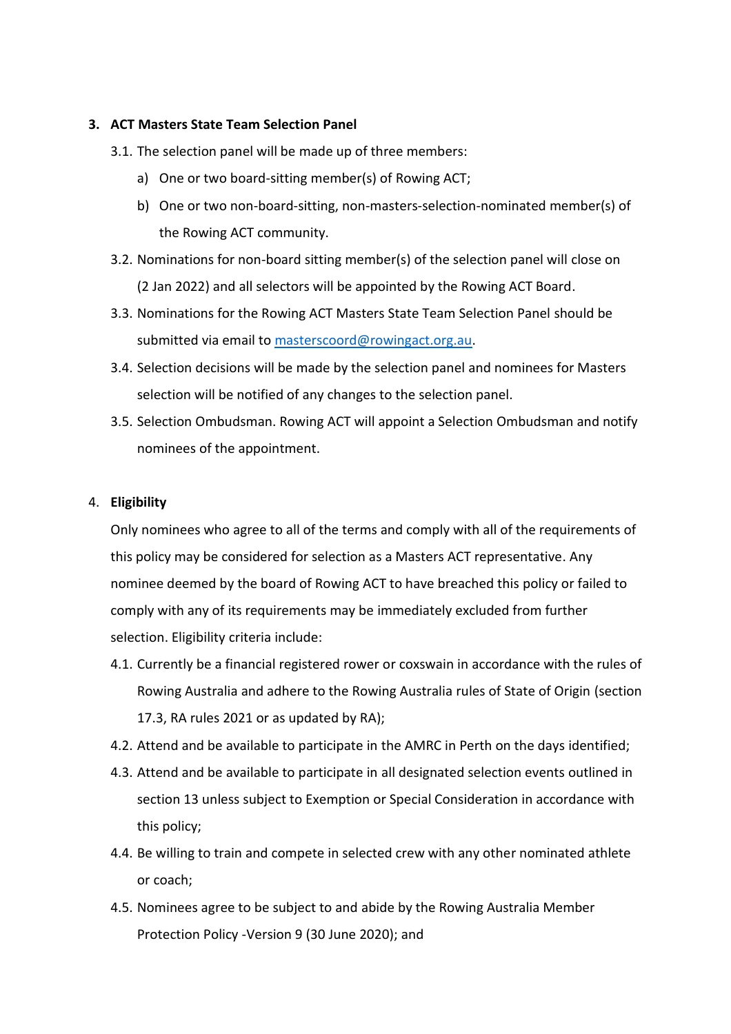## 3. ACT Masters State Team Selection Panel

3.1. The selection panel will be made up of three members:

a) One or two board-sitting member(s) of Rowing ACT;

b) One or two non-board-sitting, non-masters-selection-nominated member(s) of the Rowing ACT community.

3.2. Nominations for non-board sitting member(s) of the selection panel will close on (2 Jan 2022) and all selectors will be appointed by the Rowing ACT Board.

3.3. Nominations for the Rowing ACT Masters State Team Selection Panel should be submitted via email to masterscoord@rowingact.org.au.

3.4. Selection decisions will be made by the selection panel and nominees for Masters selection will be notified of any changes to the selection panel.

3.5. Selection Ombudsman. Rowing ACT will appoint a Selection Ombudsman and notify nominees of the appointment.

## 4. Eligibility

Only nominees who agree to all of the terms and comply with all of the requirements of this policy may be considered for selection as a Masters ACT representative. Any nominee deemed by the board of Rowing ACT to have breached this policy or failed to comply with any of its requirements may be immediately excluded from further selection. Eligibility criteria include:

4.1. Currently be a financial registered rower or coxswain in accordance with the rules of Rowing Australia and adhere to the Rowing Australia rules of State of Origin (section 17.3, RA rules 2021 or as updated by RA);

4.2. Attend and be available to participate in the AMRC in Perth on the days identified;

4.3. Attend and be available to participate in all designated selection events outlined in section 13 unless subject to Exemption or Special Consideration in accordance with this policy;

4.4. Be willing to train and compete in selected crew with any other nominated athlete or coach;

4.5. Nominees agree to be subject to and abide by the Rowing Australia Member Protection Policy -Version 9 (30 June 2020); and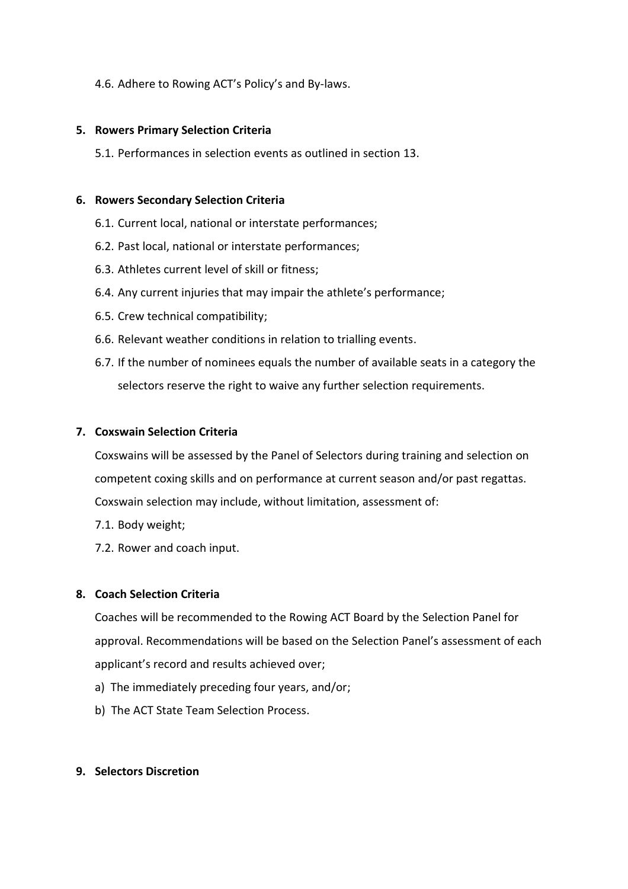4.6. Adhere to Rowing ACT's Policy's and By-laws.

## 5. Rowers Primary Selection Criteria

5.1. Performances in selection events as outlined in section 13.

## 6. Rowers Secondary Selection Criteria

6.1. Current local, national or interstate performances;

6.2. Past local, national or interstate performances;

6.3. Athletes current level of skill or fitness;

6.4. Any current injuries that may impair the athlete's performance;

6.5. Crew technical compatibility;

6.6. Relevant weather conditions in relation to trialling events.

6.7. If the number of nominees equals the number of available seats in a category the selectors reserve the right to waive any further selection requirements.

## 7. Coxswain Selection Criteria

Coxswains will be assessed by the Panel of Selectors during training and selection on competent coxing skills and on performance at current season and/or past regattas. Coxswain selection may include, without limitation, assessment of:

7.1. Body weight;

7.2. Rower and coach input.

## 8. Coach Selection Criteria

Coaches will be recommended to the Rowing ACT Board by the Selection Panel for approval. Recommendations will be based on the Selection Panel's assessment of each applicant's record and results achieved over;

a) The immediately preceding four years, and/or;

b) The ACT State Team Selection Process.

## 9. Selectors Discretion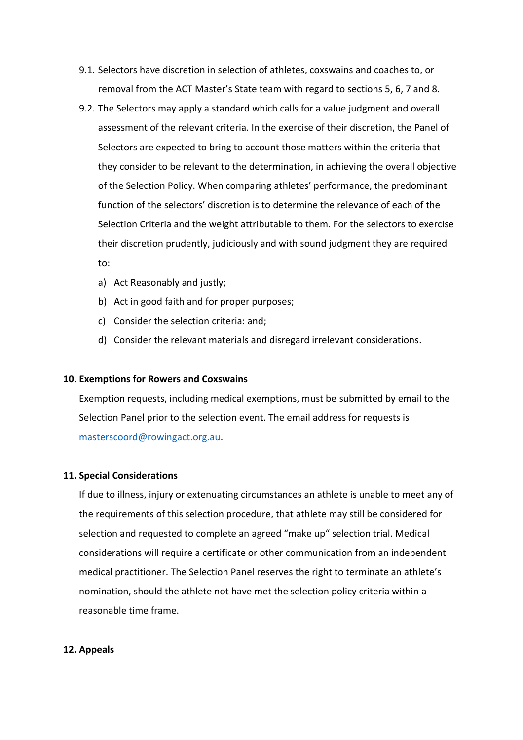9.1. Selectors have discretion in selection of athletes, coxswains and coaches to, or removal from the ACT Master's State team with regard to sections 5, 6, 7 and 8.

9.2. The Selectors may apply a standard which calls for a value judgment and overall assessment of the relevant criteria. In the exercise of their discretion, the Panel of Selectors are expected to bring to account those matters within the criteria that they consider to be relevant to the determination, in achieving the overall objective of the Selection Policy. When comparing athletes' performance, the predominant function of the selectors' discretion is to determine the relevance of each of the Selection Criteria and the weight attributable to them. For the selectors to exercise their discretion prudently, judiciously and with sound judgment they are required to:

a) Act Reasonably and justly;
b) Act in good faith and for proper purposes;
c) Consider the selection criteria: and;
d) Consider the relevant materials and disregard irrelevant considerations.

## 10. Exemptions for Rowers and Coxswains

Exemption requests, including medical exemptions, must be submitted by email to the Selection Panel prior to the selection event. The email address for requests is masterscoord@rowingact.org.au.

## 11. Special Considerations

If due to illness, injury or extenuating circumstances an athlete is unable to meet any of the requirements of this selection procedure, that athlete may still be considered for selection and requested to complete an agreed "make up" selection trial. Medical considerations will require a certificate or other communication from an independent medical practitioner. The Selection Panel reserves the right to terminate an athlete's nomination, should the athlete not have met the selection policy criteria within a reasonable time frame.

## 12. Appeals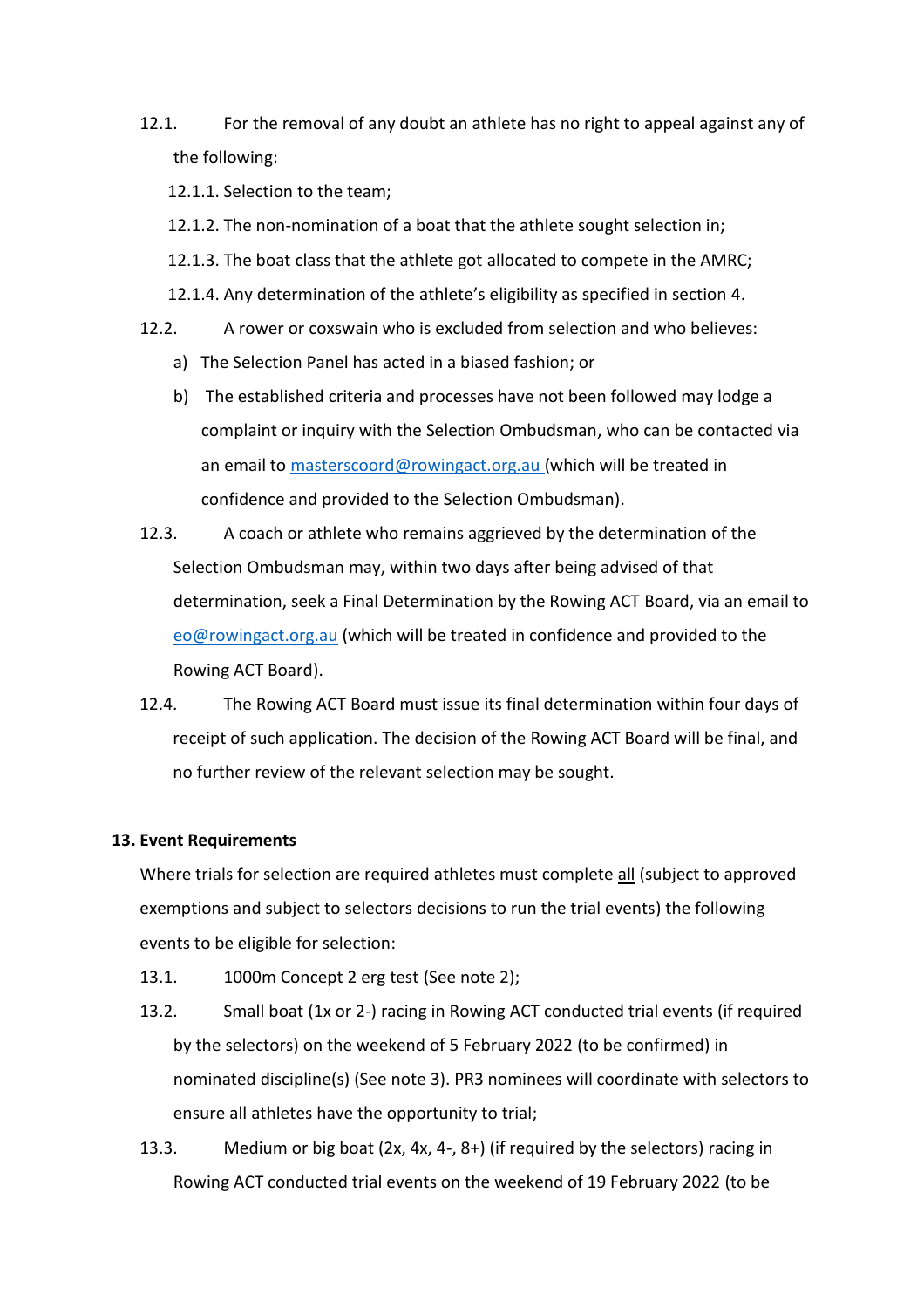12.1. For the removal of any doubt an athlete has no right to appeal against any of the following:

12.1.1. Selection to the team;

12.1.2. The non-nomination of a boat that the athlete sought selection in;

12.1.3. The boat class that the athlete got allocated to compete in the AMRC;

12.1.4. Any determination of the athlete's eligibility as specified in section 4.

12.2. A rower or coxswain who is excluded from selection and who believes:

a) The Selection Panel has acted in a biased fashion; or

b) The established criteria and processes have not been followed may lodge a complaint or inquiry with the Selection Ombudsman, who can be contacted via an email to masterscoord@rowingact.org.au (which will be treated in confidence and provided to the Selection Ombudsman).

12.3. A coach or athlete who remains aggrieved by the determination of the Selection Ombudsman may, within two days after being advised of that determination, seek a Final Determination by the Rowing ACT Board, via an email to eo@rowingact.org.au (which will be treated in confidence and provided to the Rowing ACT Board).

12.4. The Rowing ACT Board must issue its final determination within four days of receipt of such application. The decision of the Rowing ACT Board will be final, and no further review of the relevant selection may be sought.

**13. Event Requirements**

Where trials for selection are required athletes must complete all (subject to approved exemptions and subject to selectors decisions to run the trial events) the following events to be eligible for selection:

13.1. 1000m Concept 2 erg test (See note 2);

13.2. Small boat (1x or 2-) racing in Rowing ACT conducted trial events (if required by the selectors) on the weekend of 5 February 2022 (to be confirmed) in nominated discipline(s) (See note 3). PR3 nominees will coordinate with selectors to ensure all athletes have the opportunity to trial;

13.3. Medium or big boat (2x, 4x, 4-, 8+) (if required by the selectors) racing in Rowing ACT conducted trial events on the weekend of 19 February 2022 (to be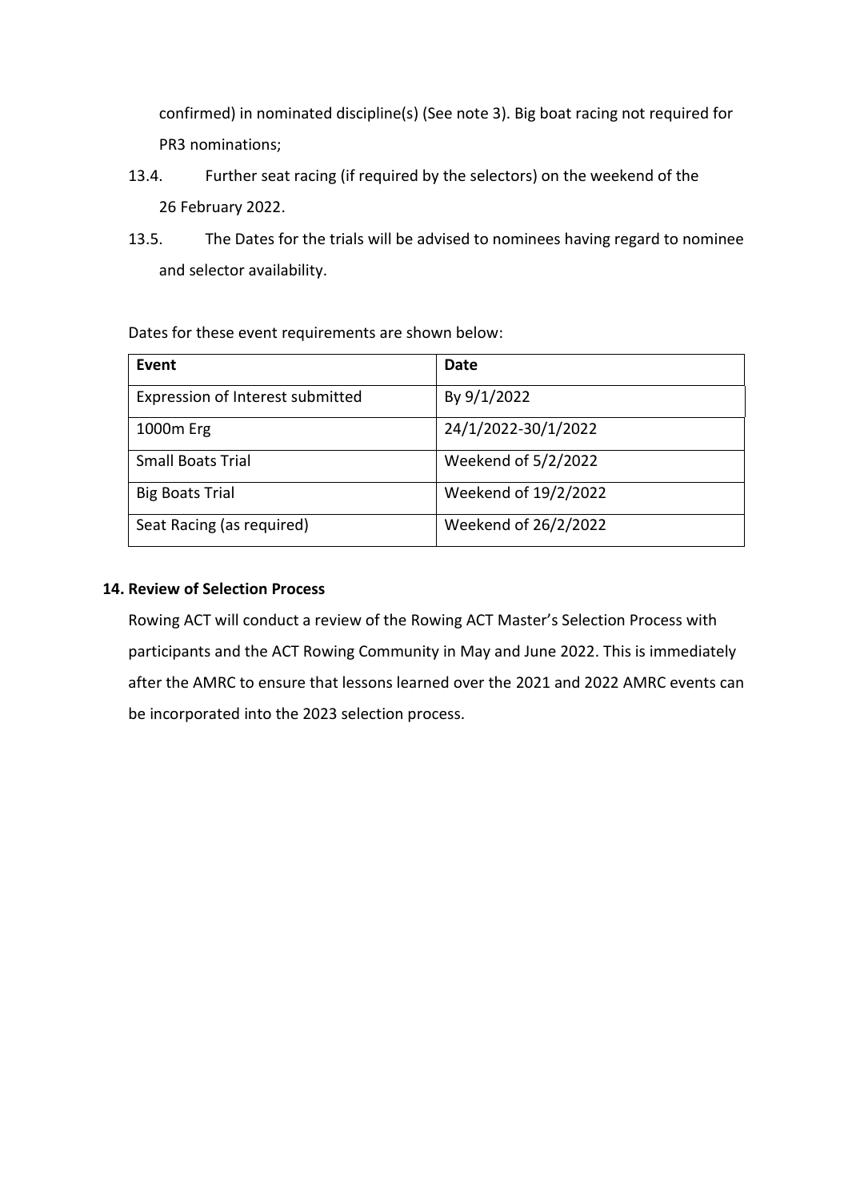confirmed) in nominated discipline(s) (See note 3). Big boat racing not required for PR3 nominations;

13.4. Further seat racing (if required by the selectors) on the weekend of the 26 February 2022.

13.5. The Dates for the trials will be advised to nominees having regard to nominee and selector availability.

Dates for these event requirements are shown below:

| Event | Date |
|---|---|
| Expression of Interest submitted | By 9/1/2022 |
| 1000m Erg | 24/1/2022-30/1/2022 |
| Small Boats Trial | Weekend of 5/2/2022 |
| Big Boats Trial | Weekend of 19/2/2022 |
| Seat Racing (as required) | Weekend of 26/2/2022 |

## 14. Review of Selection Process

Rowing ACT will conduct a review of the Rowing ACT Master's Selection Process with participants and the ACT Rowing Community in May and June 2022. This is immediately after the AMRC to ensure that lessons learned over the 2021 and 2022 AMRC events can be incorporated into the 2023 selection process.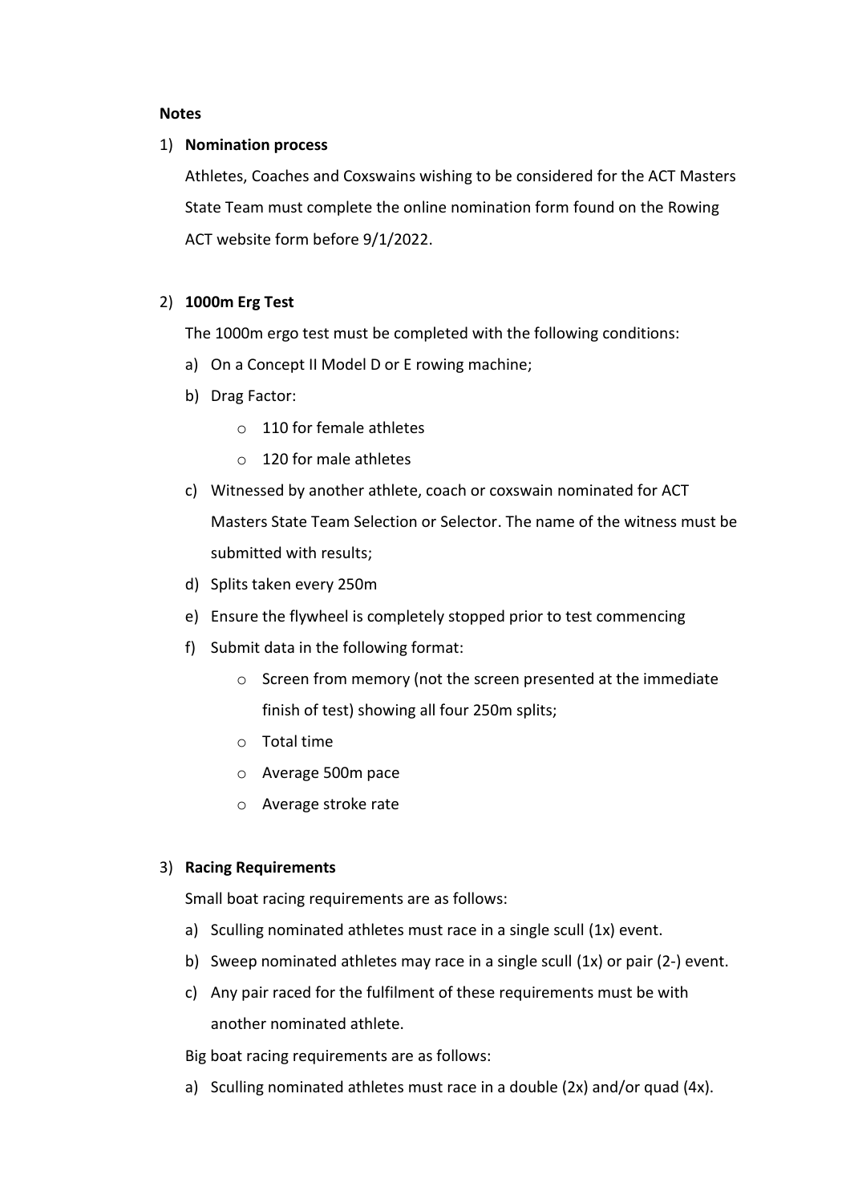**Notes**

1) **Nomination process**

   Athletes, Coaches and Coxswains wishing to be considered for the ACT Masters State Team must complete the online nomination form found on the Rowing ACT website form before 9/1/2022.

2) **1000m Erg Test**

   The 1000m ergo test must be completed with the following conditions:

   a) On a Concept II Model D or E rowing machine;
   b) Drag Factor:
      - 110 for female athletes
      - 120 for male athletes
   c) Witnessed by another athlete, coach or coxswain nominated for ACT Masters State Team Selection or Selector. The name of the witness must be submitted with results;
   d) Splits taken every 250m
   e) Ensure the flywheel is completely stopped prior to test commencing
   f) Submit data in the following format:
      - Screen from memory (not the screen presented at the immediate finish of test) showing all four 250m splits;
      - Total time
      - Average 500m pace
      - Average stroke rate

3) **Racing Requirements**

   Small boat racing requirements are as follows:

   a) Sculling nominated athletes must race in a single scull (1x) event.
   b) Sweep nominated athletes may race in a single scull (1x) or pair (2-) event.
   c) Any pair raced for the fulfilment of these requirements must be with another nominated athlete.

   Big boat racing requirements are as follows:

   a) Sculling nominated athletes must race in a double (2x) and/or quad (4x).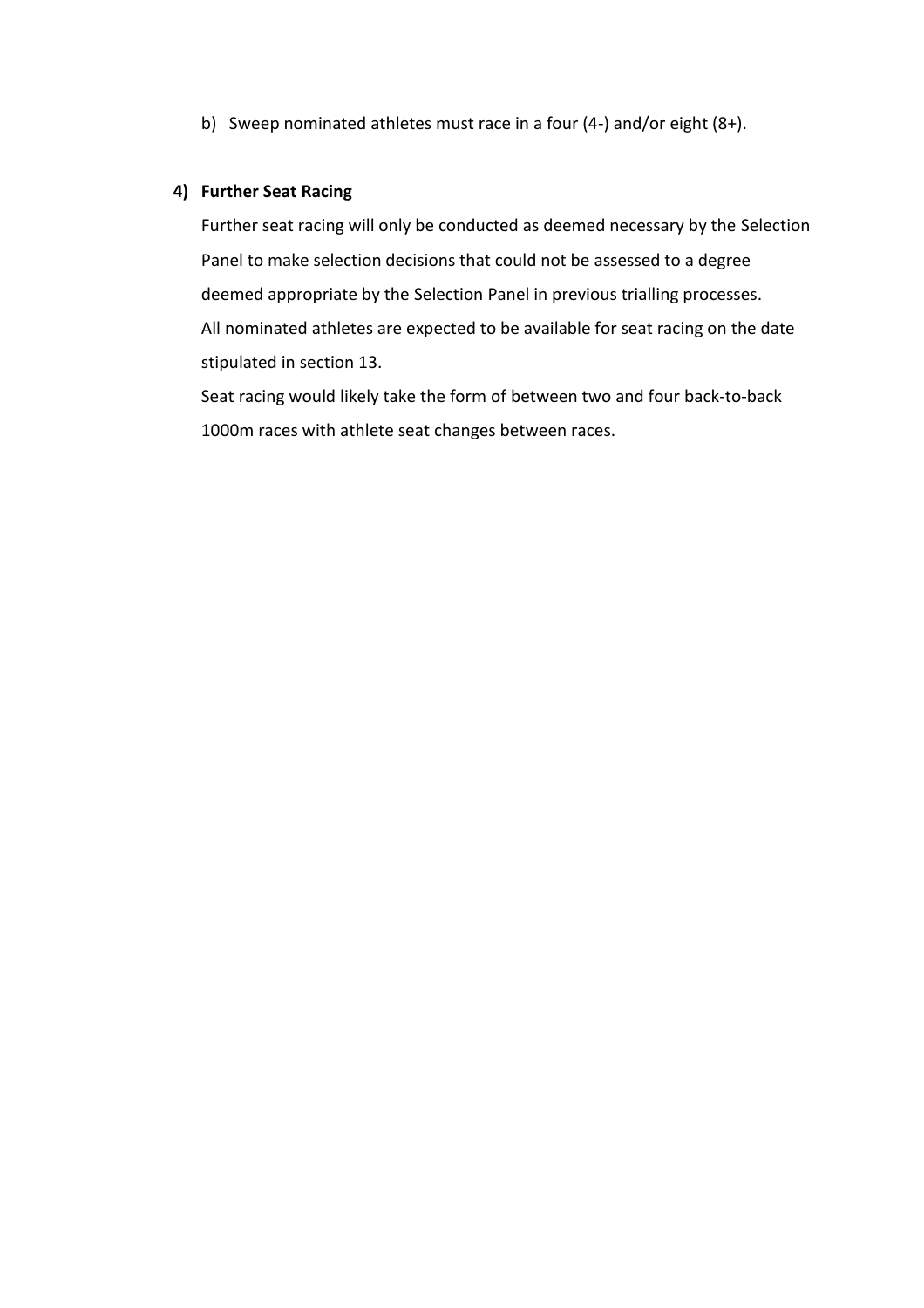b) Sweep nominated athletes must race in a four (4-) and/or eight (8+).

**4) Further Seat Racing**

Further seat racing will only be conducted as deemed necessary by the Selection Panel to make selection decisions that could not be assessed to a degree deemed appropriate by the Selection Panel in previous trialling processes.
All nominated athletes are expected to be available for seat racing on the date stipulated in section 13.
Seat racing would likely take the form of between two and four back-to-back 1000m races with athlete seat changes between races.